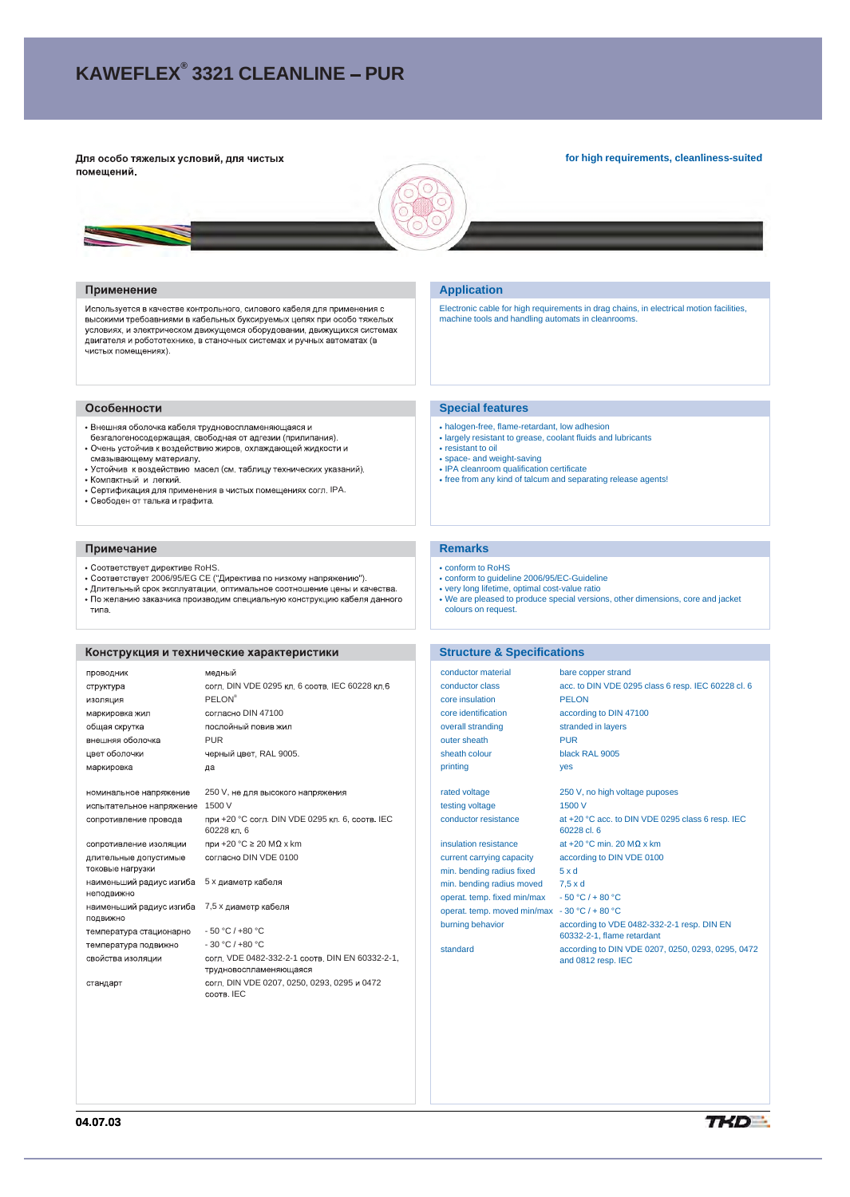# KAWEFLEX® 3321 CLEANLINE – PUR

**Для особо тяжелых условий, для чистых помещений.**

**for high requirements, cleanliness-suited**

## Применение

Используется в качестве контрольного, силового кабеля для применения с высокими требованиями в кабельных буксируемых цепях при особо тяжелых условиях, и электрическом движущемся оборудовании, движущихся системах двигателя и робототехнике, в станочных системах и ручных автоматах (в чистых помещениях).

## Application

Electronic cable for high requirements in drag chains, in electrical motion facilities, machine tools and handling automats in cleanrooms.

## Особенности

- Внешняя оболочка кабеля трудновоспламеняющаяся и безгалогеносодержащая, свободная от адгезии (прилипания).
- Очень устойчив к воздействию жиров, охлаждающей жидкости и смазывающему материалу.
- Устойчив к воздействию масел (см. таблицу технических указаний).
- Компактный и легкий.
- Сертификация для применения в чистых помещениях согл. IPA.
- Свободен от талька и графита.

## Special features

- halogen-free, flame-retardant, low adhesion
- largely resistant to grease, coolant fluids and lubricants
- resistant to oil
- space- and weight-saving
- IPA cleanroom qualification certificate
- free from any kind of talcum and separating release agents!

## Примечание

- Соответствует директиве RoHS.
- Соответствует 2006/95/EG CE ("Директива по низкому напряжению").
- Длительный срок эксплуатации, оптимальное соотношение цены и качества.
- По желанию заказчика производим специальную конструкцию кабеля данного типа.

## Remarks

- conform to RoHS
- conform to guideline 2006/95/EC-Guideline
- very long lifetime, optimal cost-value ratio
- We are pleased to produce special versions, other dimensions, core and jacket colours on request.

## Конструкция и технические характеристики

| | |
|---|---|
| проводник | медный |
| структура | согл. DIN VDE 0295 кл. 6 соотв. IEC 60228 кл.6 |
| изоляция | PELON® |
| маркировка жил | согласно DIN 47100 |
| общая скрутка | послойный повив жил |
| внешняя оболочка | PUR |
| цвет оболочки | черный цвет, RAL 9005. |
| маркировка | да |
| номинальное напряжение | 250 V, не для высокого напряжения |
| испытательное напряжение | 1500 V |
| сопротивление провода | при +20 °C согл. DIN VDE 0295 кл. 6, соотв. IEC 60228 кл. 6 |
| сопротивление изоляции | при +20 °C ≥ 20 MΩ x km |
| длительные допустимые токовые нагрузки | согласно DIN VDE 0100 |
| наименьший радиус изгиба неподвижно | 5 x диаметр кабеля |
| наименьший радиус изгиба подвижно | 7,5 x диаметр кабеля |
| температура стационарно | - 50 °C / +80 °C |
| температура подвижно | - 30 °C / +80 °C |
| свойства изоляции | согл. VDE 0482-332-2-1 соотв. DIN EN 60332-2-1, трудновоспламеняющаяся |
| стандарт | согл. DIN VDE 0207, 0250, 0293, 0295 и 0472 соотв. IEC |

## Structure & Specifications

| | |
|---|---|
| conductor material | bare copper strand |
| conductor class | acc. to DIN VDE 0295 class 6 resp. IEC 60228 cl. 6 |
| core insulation | PELON |
| core identification | according to DIN 47100 |
| overall stranding | stranded in layers |
| outer sheath | PUR |
| sheath colour | black RAL 9005 |
| printing | yes |
| rated voltage | 250 V, no high voltage puposes |
| testing voltage | 1500 V |
| conductor resistance | at +20 °C acc. to DIN VDE 0295 class 6 resp. IEC 60228 cl. 6 |
| insulation resistance | at +20 °C min. 20 MΩ x km |
| current carrying capacity | according to DIN VDE 0100 |
| min. bending radius fixed | 5 x d |
| min. bending radius moved | 7,5 x d |
| operat. temp. fixed min/max | - 50 °C / + 80 °C |
| operat. temp. moved min/max | - 30 °C / + 80 °C |
| burning behavior | according to VDE 0482-332-2-1 resp. DIN EN 60332-2-1, flame retardant |
| standard | according to DIN VDE 0207, 0250, 0293, 0295, 0472 and 0812 resp. IEC |

04.07.03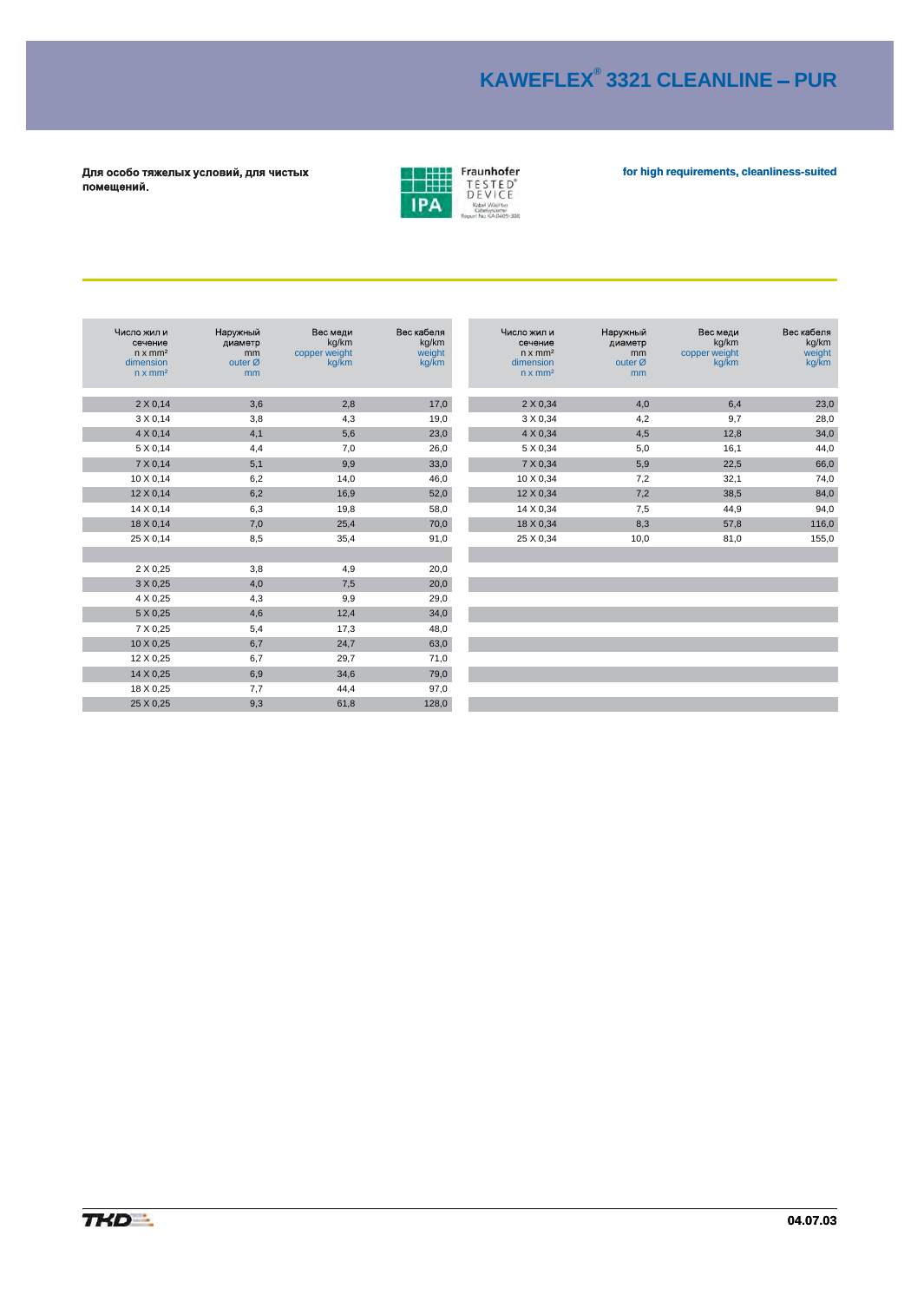# KAWEFLEX® 3321 CLEANLINE – PUR

**Для особо тяжелых условий, для чистых помещений.**

Fraunhofer TESTED® DEVICE IPA

**for high requirements, cleanliness-suited**

| Число жил и сечение n x mm² dimension n x mm² | Наружный диаметр mm outer Ø mm | Вес меди kg/km copper weight kg/km | Вес кабеля kg/km weight kg/km | Число жил и сечение n x mm² dimension n x mm² | Наружный диаметр mm outer Ø mm | Вес меди kg/km copper weight kg/km | Вес кабеля kg/km weight kg/km |
|---|---|---|---|---|---|---|---|
| 2 X 0,14 | 3,6 | 2,8 | 17,0 | 2 X 0,34 | 4,0 | 6,4 | 23,0 |
| 3 X 0,14 | 3,8 | 4,3 | 19,0 | 3 X 0,34 | 4,2 | 9,7 | 28,0 |
| 4 X 0,14 | 4,1 | 5,6 | 23,0 | 4 X 0,34 | 4,5 | 12,8 | 34,0 |
| 5 X 0,14 | 4,4 | 7,0 | 26,0 | 5 X 0,34 | 5,0 | 16,1 | 44,0 |
| 7 X 0,14 | 5,1 | 9,9 | 33,0 | 7 X 0,34 | 5,9 | 22,5 | 66,0 |
| 10 X 0,14 | 6,2 | 14,0 | 46,0 | 10 X 0,34 | 7,2 | 32,1 | 74,0 |
| 12 X 0,14 | 6,2 | 16,9 | 52,0 | 12 X 0,34 | 7,2 | 38,5 | 84,0 |
| 14 X 0,14 | 6,3 | 19,8 | 58,0 | 14 X 0,34 | 7,5 | 44,9 | 94,0 |
| 18 X 0,14 | 7,0 | 25,4 | 70,0 | 18 X 0,34 | 8,3 | 57,8 | 116,0 |
| 25 X 0,14 | 8,5 | 35,4 | 91,0 | 25 X 0,34 | 10,0 | 81,0 | 155,0 |
| | | | | | | | |
| 2 X 0,25 | 3,8 | 4,9 | 20,0 | | | | |
| 3 X 0,25 | 4,0 | 7,5 | 20,0 | | | | |
| 4 X 0,25 | 4,3 | 9,9 | 29,0 | | | | |
| 5 X 0,25 | 4,6 | 12,4 | 34,0 | | | | |
| 7 X 0,25 | 5,4 | 17,3 | 48,0 | | | | |
| 10 X 0,25 | 6,7 | 24,7 | 63,0 | | | | |
| 12 X 0,25 | 6,7 | 29,7 | 71,0 | | | | |
| 14 X 0,25 | 6,9 | 34,6 | 79,0 | | | | |
| 18 X 0,25 | 7,7 | 44,4 | 97,0 | | | | |
| 25 X 0,25 | 9,3 | 61,8 | 128,0 | | | | |

TKD

04.07.03